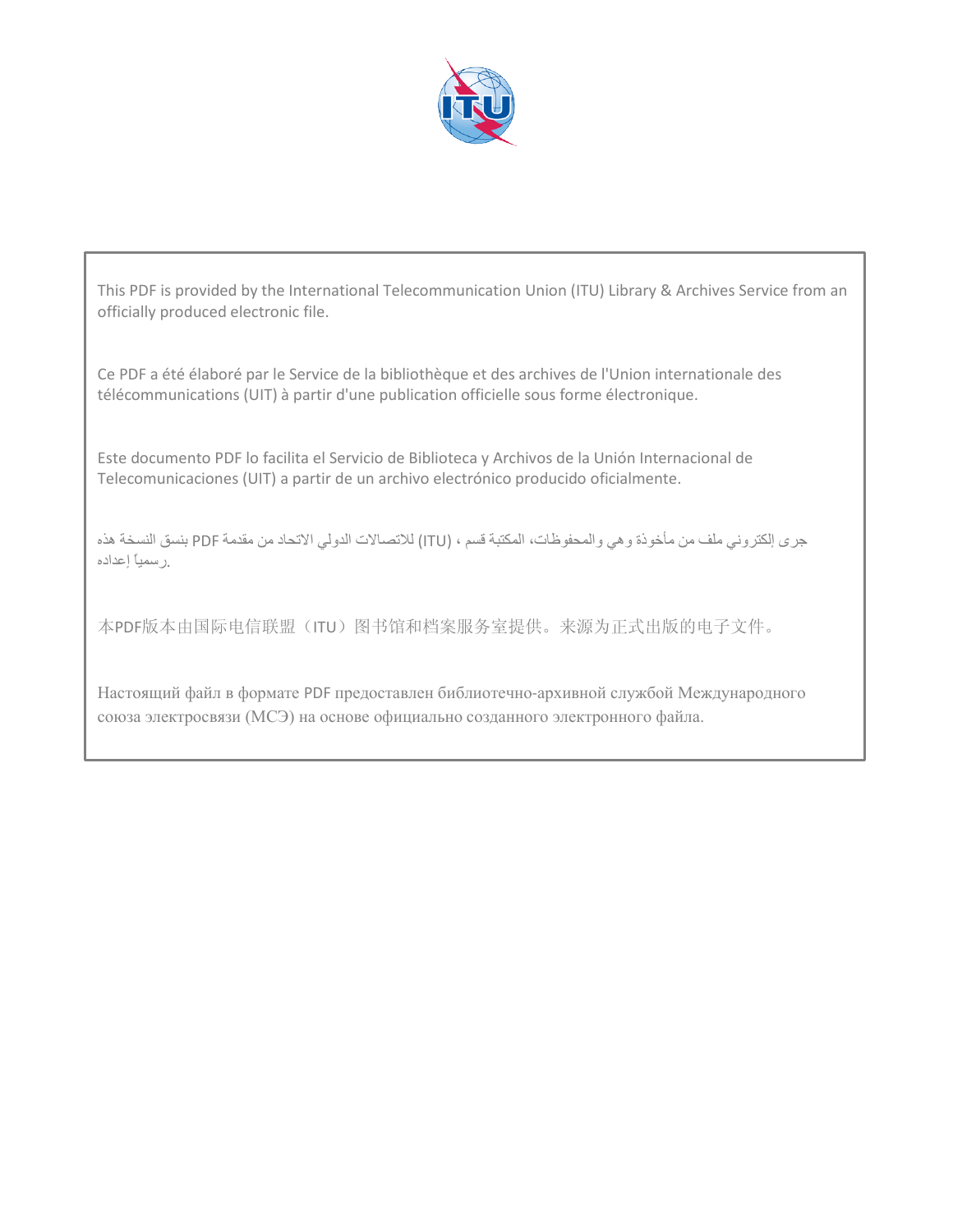This PDF is provided by the International Telecommunication Union (ITU) Library & Archives Service from an officially produced electronic file.

Ce PDF a été élaboré par le Service de la bibliothèque et des archives de l'Union internationale des télécommunications (UIT) à partir d'une publication officielle sous forme électronique.

Este documento PDF lo facilita el Servicio de Biblioteca y Archivos de la Unión Internacional de Telecomunicaciones (UIT) a partir de un archivo electrónico producido oficialmente.

جرى إلكتروني ملف من مأخوذة وهي والمحفوظات، المكتبة قسم ، (ITU) للاتصالات الدولي الاتحاد من مقدمة PDF بنسق النسخة هذه رسمياً إعداده.

本PDF版本由国际电信联盟（ITU）图书馆和档案服务室提供。来源为正式出版的电子文件。

Настоящий файл в формате PDF предоставлен библиотечно-архивной службой Международного союза электросвязи (МСЭ) на основе официально созданного электронного файла.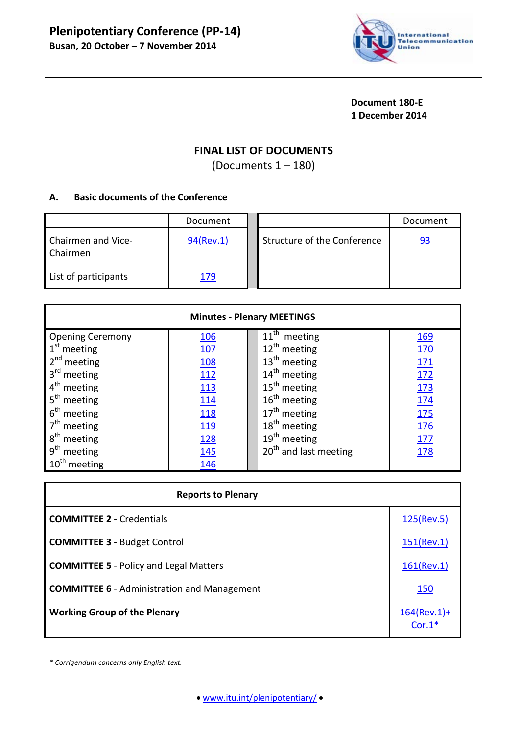**Plenipotentiary Conference (PP-14)**
**Busan, 20 October – 7 November 2014**

**Document 180-E**
**1 December 2014**

## FINAL LIST OF DOCUMENTS

(Documents 1 – 180)

### A. Basic documents of the Conference

| | Document | | Document |
|---|---|---|---|
| Chairmen and Vice-Chairmen | 94(Rev.1) | Structure of the Conference | 93 |
| List of participants | 179 | | |

| Minutes - Plenary MEETINGS | | | |
|---|---|---|---|
| Opening Ceremony | 106 | 11th meeting | 169 |
| 1st meeting | 107 | 12th meeting | 170 |
| 2nd meeting | 108 | 13th meeting | 171 |
| 3rd meeting | 112 | 14th meeting | 172 |
| 4th meeting | 113 | 15th meeting | 173 |
| 5th meeting | 114 | 16th meeting | 174 |
| 6th meeting | 118 | 17th meeting | 175 |
| 7th meeting | 119 | 18th meeting | 176 |
| 8th meeting | 128 | 19th meeting | 177 |
| 9th meeting | 145 | 20th and last meeting | 178 |
| 10th meeting | 146 | | |

| Reports to Plenary | |
|---|---|
| **COMMITTEE 2** - Credentials | 125(Rev.5) |
| **COMMITTEE 3** - Budget Control | 151(Rev.1) |
| **COMMITTEE 5** - Policy and Legal Matters | 161(Rev.1) |
| **COMMITTEE 6** - Administration and Management | 150 |
| **Working Group of the Plenary** | 164(Rev.1)+ Cor.1* |

*\* Corrigendum concerns only English text.*

• www.itu.int/plenipotentiary/ •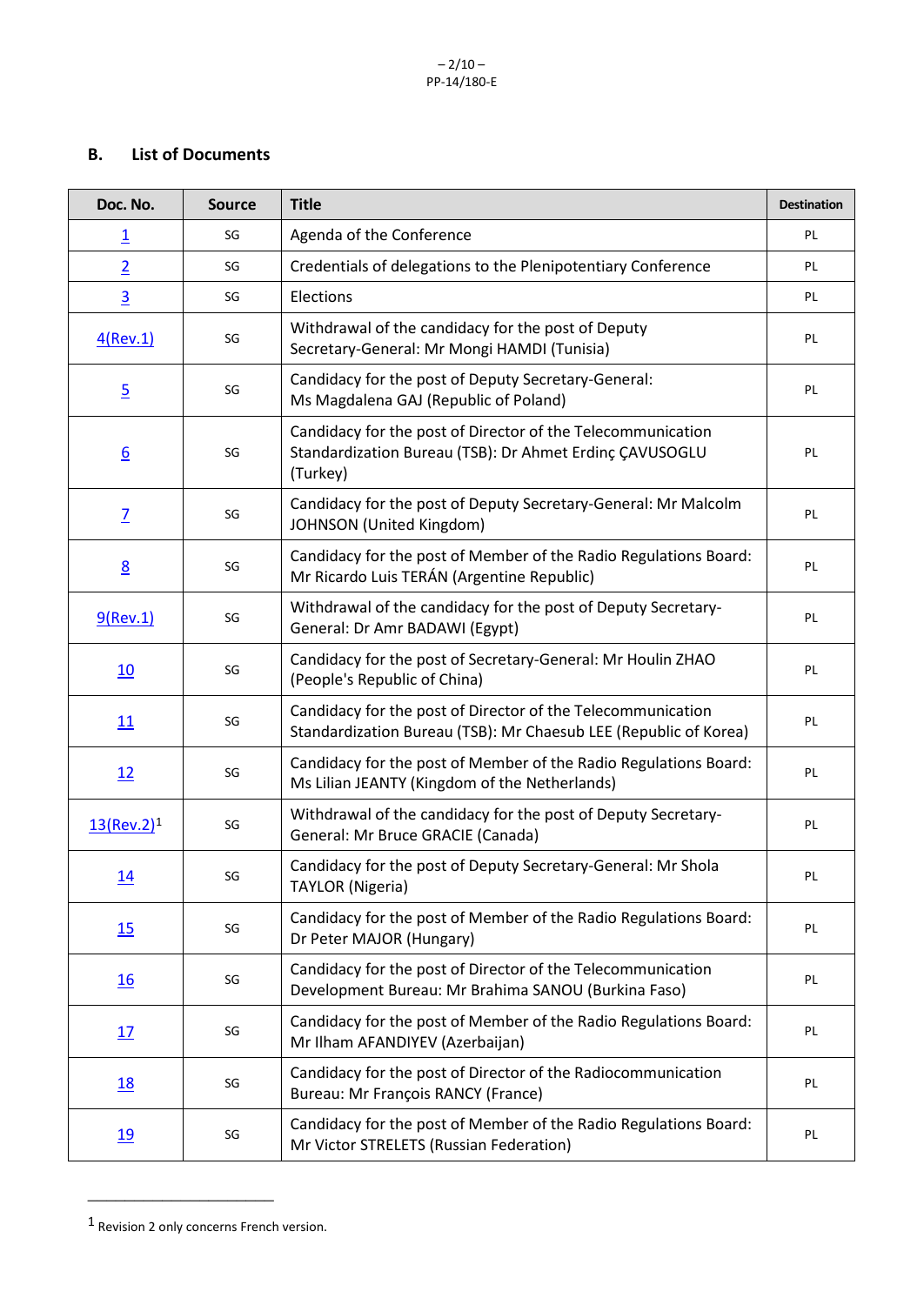## B. List of Documents

| Doc. No. | Source | Title | Destination |
|---|---|---|---|
| 1 | SG | Agenda of the Conference | PL |
| 2 | SG | Credentials of delegations to the Plenipotentiary Conference | PL |
| 3 | SG | Elections | PL |
| 4(Rev.1) | SG | Withdrawal of the candidacy for the post of Deputy Secretary-General: Mr Mongi HAMDI (Tunisia) | PL |
| 5 | SG | Candidacy for the post of Deputy Secretary-General: Ms Magdalena GAJ (Republic of Poland) | PL |
| 6 | SG | Candidacy for the post of Director of the Telecommunication Standardization Bureau (TSB): Dr Ahmet Erdinç ÇAVUSOGLU (Turkey) | PL |
| 7 | SG | Candidacy for the post of Deputy Secretary-General: Mr Malcolm JOHNSON (United Kingdom) | PL |
| 8 | SG | Candidacy for the post of Member of the Radio Regulations Board: Mr Ricardo Luis TERÁN (Argentine Republic) | PL |
| 9(Rev.1) | SG | Withdrawal of the candidacy for the post of Deputy Secretary-General: Dr Amr BADAWI (Egypt) | PL |
| 10 | SG | Candidacy for the post of Secretary-General: Mr Houlin ZHAO (People's Republic of China) | PL |
| 11 | SG | Candidacy for the post of Director of the Telecommunication Standardization Bureau (TSB): Mr Chaesub LEE (Republic of Korea) | PL |
| 12 | SG | Candidacy for the post of Member of the Radio Regulations Board: Ms Lilian JEANTY (Kingdom of the Netherlands) | PL |
| 13(Rev.2)[1] | SG | Withdrawal of the candidacy for the post of Deputy Secretary-General: Mr Bruce GRACIE (Canada) | PL |
| 14 | SG | Candidacy for the post of Deputy Secretary-General: Mr Shola TAYLOR (Nigeria) | PL |
| 15 | SG | Candidacy for the post of Member of the Radio Regulations Board: Dr Peter MAJOR (Hungary) | PL |
| 16 | SG | Candidacy for the post of Director of the Telecommunication Development Bureau: Mr Brahima SANOU (Burkina Faso) | PL |
| 17 | SG | Candidacy for the post of Member of the Radio Regulations Board: Mr Ilham AFANDIYEV (Azerbaijan) | PL |
| 18 | SG | Candidacy for the post of Director of the Radiocommunication Bureau: Mr François RANCY (France) | PL |
| 19 | SG | Candidacy for the post of Member of the Radio Regulations Board: Mr Victor STRELETS (Russian Federation) | PL |

[1] Revision 2 only concerns French version.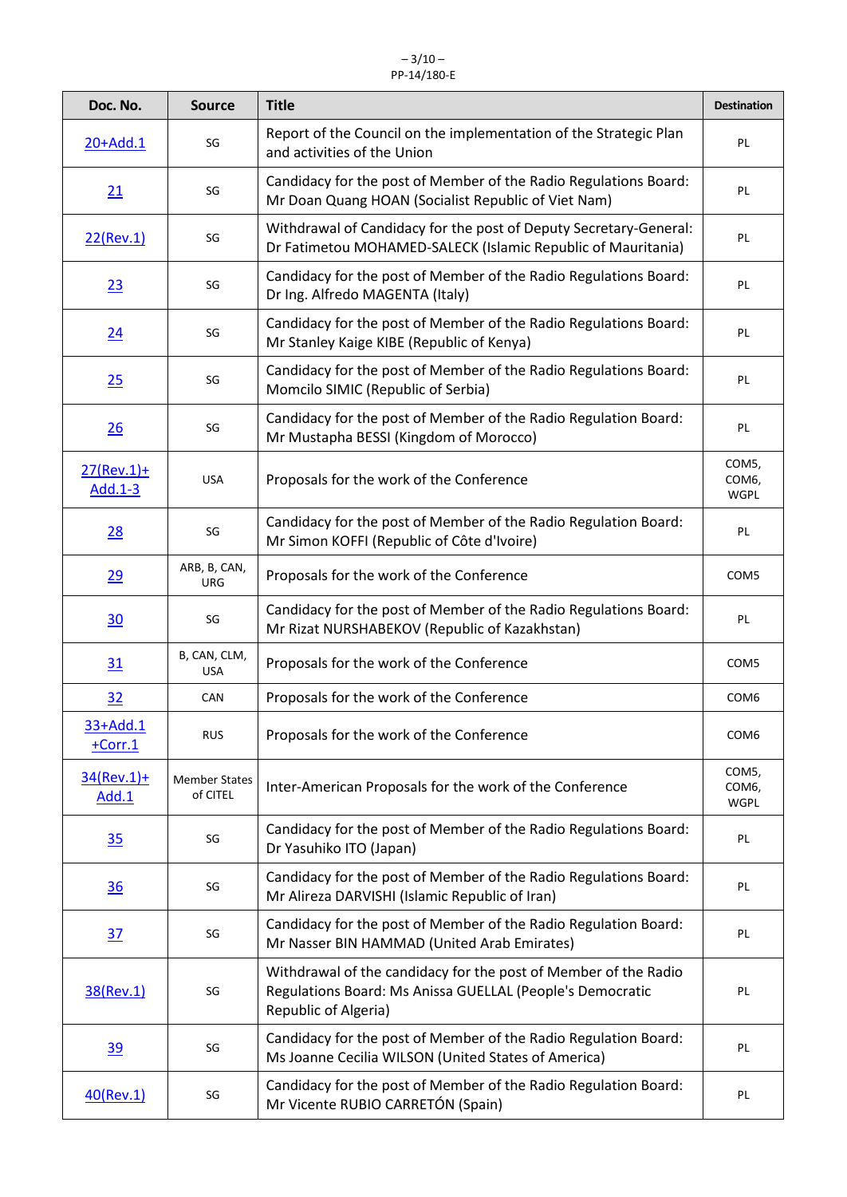| Doc. No. | Source | Title | Destination |
|---|---|---|---|
| 20+Add.1 | SG | Report of the Council on the implementation of the Strategic Plan and activities of the Union | PL |
| 21 | SG | Candidacy for the post of Member of the Radio Regulations Board: Mr Doan Quang HOAN (Socialist Republic of Viet Nam) | PL |
| 22(Rev.1) | SG | Withdrawal of Candidacy for the post of Deputy Secretary-General: Dr Fatimetou MOHAMED-SALECK (Islamic Republic of Mauritania) | PL |
| 23 | SG | Candidacy for the post of Member of the Radio Regulations Board: Dr Ing. Alfredo MAGENTA (Italy) | PL |
| 24 | SG | Candidacy for the post of Member of the Radio Regulations Board: Mr Stanley Kaige KIBE (Republic of Kenya) | PL |
| 25 | SG | Candidacy for the post of Member of the Radio Regulations Board: Momcilo SIMIC (Republic of Serbia) | PL |
| 26 | SG | Candidacy for the post of Member of the Radio Regulation Board: Mr Mustapha BESSI (Kingdom of Morocco) | PL |
| 27(Rev.1)+ Add.1-3 | USA | Proposals for the work of the Conference | COM5, COM6, WGPL |
| 28 | SG | Candidacy for the post of Member of the Radio Regulation Board: Mr Simon KOFFI (Republic of Côte d'Ivoire) | PL |
| 29 | ARB, B, CAN, URG | Proposals for the work of the Conference | COM5 |
| 30 | SG | Candidacy for the post of Member of the Radio Regulations Board: Mr Rizat NURSHABEKOV (Republic of Kazakhstan) | PL |
| 31 | B, CAN, CLM, USA | Proposals for the work of the Conference | COM5 |
| 32 | CAN | Proposals for the work of the Conference | COM6 |
| 33+Add.1 +Corr.1 | RUS | Proposals for the work of the Conference | COM6 |
| 34(Rev.1)+ Add.1 | Member States of CITEL | Inter-American Proposals for the work of the Conference | COM5, COM6, WGPL |
| 35 | SG | Candidacy for the post of Member of the Radio Regulations Board: Dr Yasuhiko ITO (Japan) | PL |
| 36 | SG | Candidacy for the post of Member of the Radio Regulations Board: Mr Alireza DARVISHI (Islamic Republic of Iran) | PL |
| 37 | SG | Candidacy for the post of Member of the Radio Regulation Board: Mr Nasser BIN HAMMAD (United Arab Emirates) | PL |
| 38(Rev.1) | SG | Withdrawal of the candidacy for the post of Member of the Radio Regulations Board: Ms Anissa GUELLAL (People's Democratic Republic of Algeria) | PL |
| 39 | SG | Candidacy for the post of Member of the Radio Regulation Board: Ms Joanne Cecilia WILSON (United States of America) | PL |
| 40(Rev.1) | SG | Candidacy for the post of Member of the Radio Regulation Board: Mr Vicente RUBIO CARRETÓN (Spain) | PL |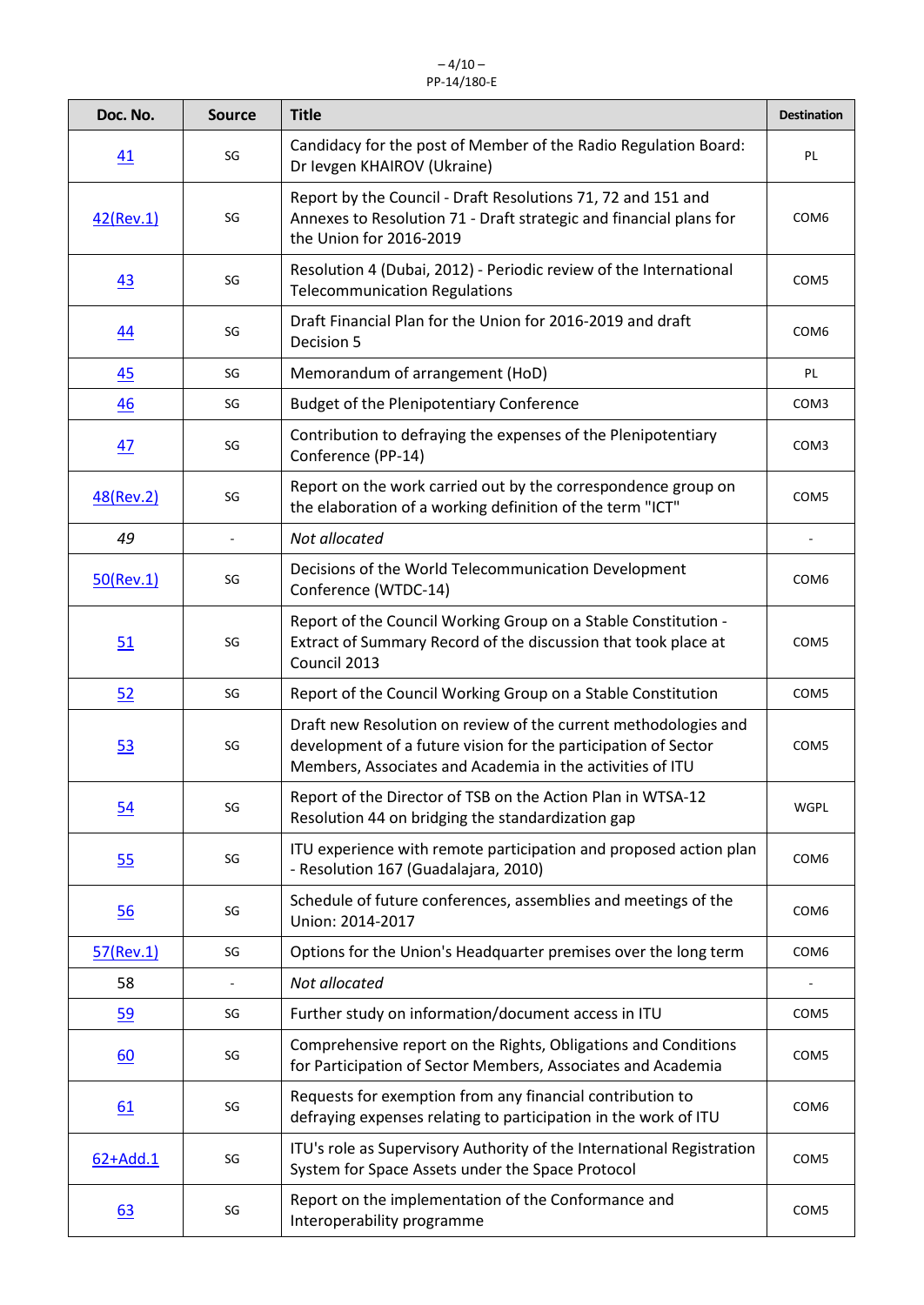| Doc. No. | Source | Title | Destination |
|---|---|---|---|
| 41 | SG | Candidacy for the post of Member of the Radio Regulation Board: Dr Ievgen KHAIROV (Ukraine) | PL |
| 42(Rev.1) | SG | Report by the Council - Draft Resolutions 71, 72 and 151 and Annexes to Resolution 71 - Draft strategic and financial plans for the Union for 2016-2019 | COM6 |
| 43 | SG | Resolution 4 (Dubai, 2012) - Periodic review of the International Telecommunication Regulations | COM5 |
| 44 | SG | Draft Financial Plan for the Union for 2016-2019 and draft Decision 5 | COM6 |
| 45 | SG | Memorandum of arrangement (HoD) | PL |
| 46 | SG | Budget of the Plenipotentiary Conference | COM3 |
| 47 | SG | Contribution to defraying the expenses of the Plenipotentiary Conference (PP-14) | COM3 |
| 48(Rev.2) | SG | Report on the work carried out by the correspondence group on the elaboration of a working definition of the term "ICT" | COM5 |
| *49* | - | *Not allocated* | - |
| 50(Rev.1) | SG | Decisions of the World Telecommunication Development Conference (WTDC-14) | COM6 |
| 51 | SG | Report of the Council Working Group on a Stable Constitution - Extract of Summary Record of the discussion that took place at Council 2013 | COM5 |
| 52 | SG | Report of the Council Working Group on a Stable Constitution | COM5 |
| 53 | SG | Draft new Resolution on review of the current methodologies and development of a future vision for the participation of Sector Members, Associates and Academia in the activities of ITU | COM5 |
| 54 | SG | Report of the Director of TSB on the Action Plan in WTSA-12 Resolution 44 on bridging the standardization gap | WGPL |
| 55 | SG | ITU experience with remote participation and proposed action plan - Resolution 167 (Guadalajara, 2010) | COM6 |
| 56 | SG | Schedule of future conferences, assemblies and meetings of the Union: 2014-2017 | COM6 |
| 57(Rev.1) | SG | Options for the Union's Headquarter premises over the long term | COM6 |
| 58 | - | *Not allocated* | - |
| 59 | SG | Further study on information/document access in ITU | COM5 |
| 60 | SG | Comprehensive report on the Rights, Obligations and Conditions for Participation of Sector Members, Associates and Academia | COM5 |
| 61 | SG | Requests for exemption from any financial contribution to defraying expenses relating to participation in the work of ITU | COM6 |
| 62+Add.1 | SG | ITU's role as Supervisory Authority of the International Registration System for Space Assets under the Space Protocol | COM5 |
| 63 | SG | Report on the implementation of the Conformance and Interoperability programme | COM5 |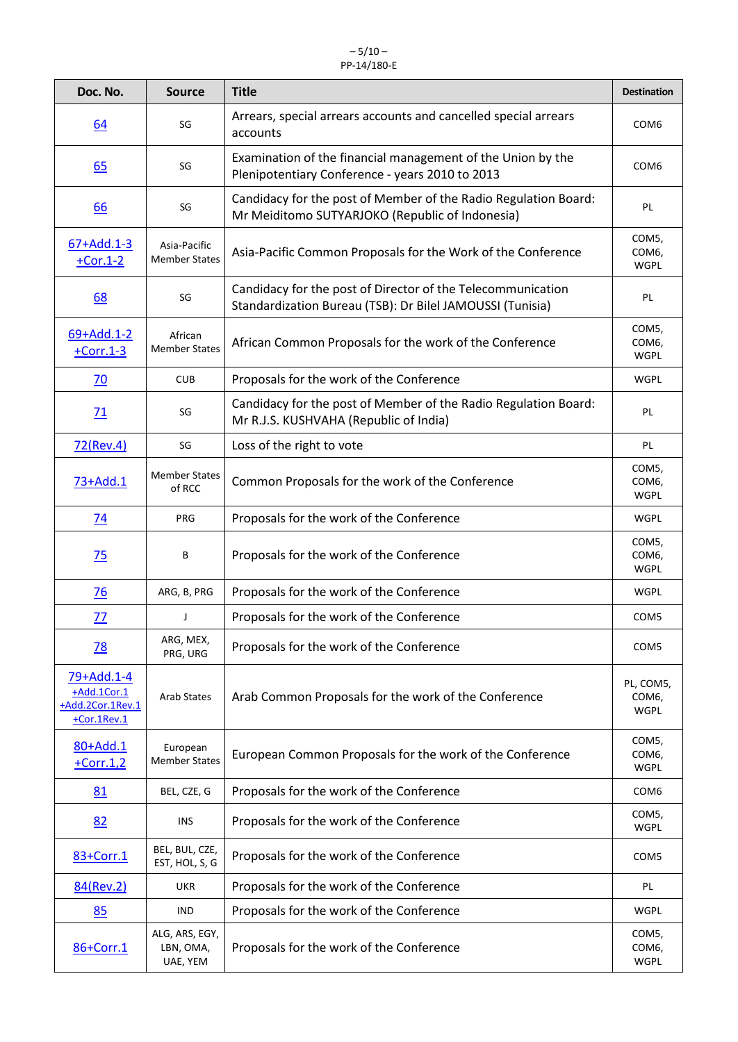| Doc. No. | Source | Title | Destination |
|---|---|---|---|
| 64 | SG | Arrears, special arrears accounts and cancelled special arrears accounts | COM6 |
| 65 | SG | Examination of the financial management of the Union by the Plenipotentiary Conference - years 2010 to 2013 | COM6 |
| 66 | SG | Candidacy for the post of Member of the Radio Regulation Board: Mr Meiditomo SUTYARJOKO (Republic of Indonesia) | PL |
| 67+Add.1-3 +Cor.1-2 | Asia-Pacific Member States | Asia-Pacific Common Proposals for the Work of the Conference | COM5, COM6, WGPL |
| 68 | SG | Candidacy for the post of Director of the Telecommunication Standardization Bureau (TSB): Dr Bilel JAMOUSSI (Tunisia) | PL |
| 69+Add.1-2 +Corr.1-3 | African Member States | African Common Proposals for the work of the Conference | COM5, COM6, WGPL |
| 70 | CUB | Proposals for the work of the Conference | WGPL |
| 71 | SG | Candidacy for the post of Member of the Radio Regulation Board: Mr R.J.S. KUSHVAHA (Republic of India) | PL |
| 72(Rev.4) | SG | Loss of the right to vote | PL |
| 73+Add.1 | Member States of RCC | Common Proposals for the work of the Conference | COM5, COM6, WGPL |
| 74 | PRG | Proposals for the work of the Conference | WGPL |
| 75 | B | Proposals for the work of the Conference | COM5, COM6, WGPL |
| 76 | ARG, B, PRG | Proposals for the work of the Conference | WGPL |
| 77 | J | Proposals for the work of the Conference | COM5 |
| 78 | ARG, MEX, PRG, URG | Proposals for the work of the Conference | COM5 |
| 79+Add.1-4 +Add.1Cor.1 +Add.2Cor.1Rev.1 +Cor.1Rev.1 | Arab States | Arab Common Proposals for the work of the Conference | PL, COM5, COM6, WGPL |
| 80+Add.1 +Corr.1,2 | European Member States | European Common Proposals for the work of the Conference | COM5, COM6, WGPL |
| 81 | BEL, CZE, G | Proposals for the work of the Conference | COM6 |
| 82 | INS | Proposals for the work of the Conference | COM5, WGPL |
| 83+Corr.1 | BEL, BUL, CZE, EST, HOL, S, G | Proposals for the work of the Conference | COM5 |
| 84(Rev.2) | UKR | Proposals for the work of the Conference | PL |
| 85 | IND | Proposals for the work of the Conference | WGPL |
| 86+Corr.1 | ALG, ARS, EGY, LBN, OMA, UAE, YEM | Proposals for the work of the Conference | COM5, COM6, WGPL |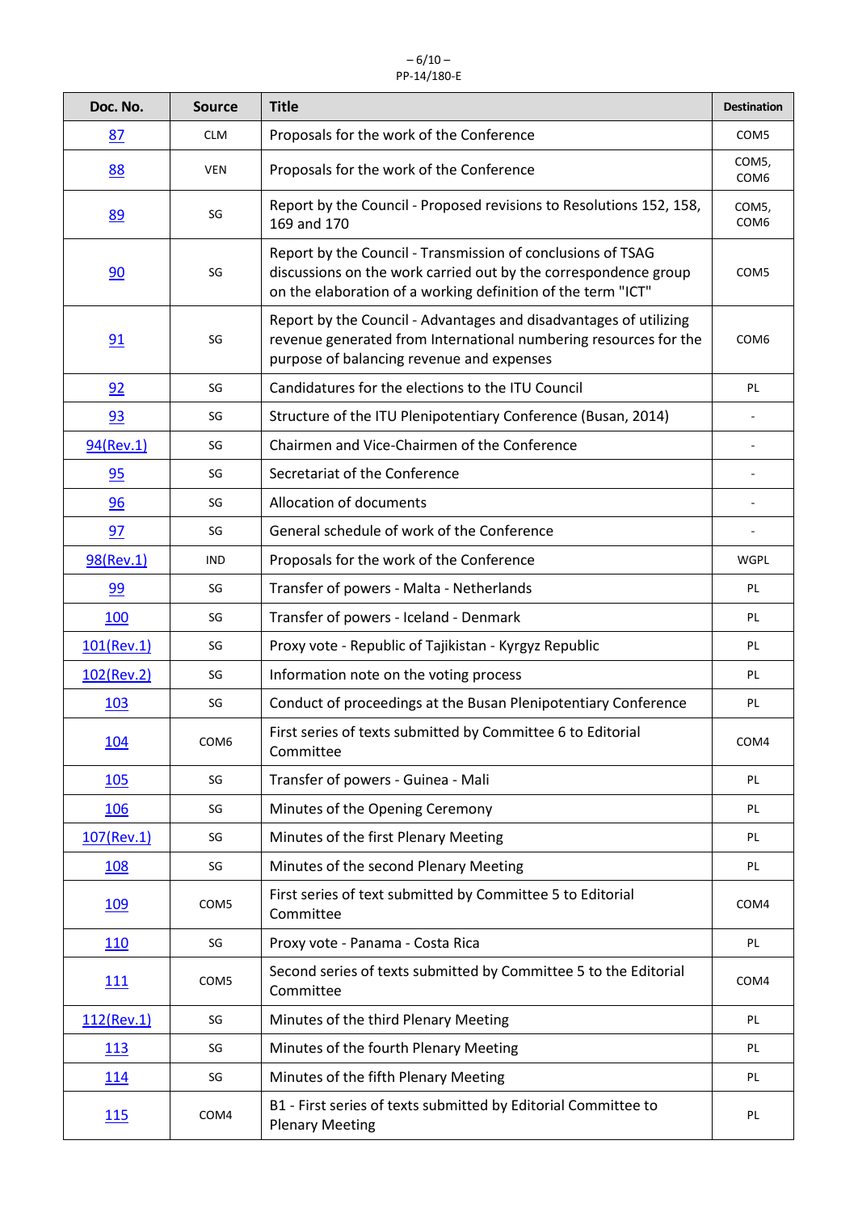| Doc. No. | Source | Title | Destination |
|---|---|---|---|
| 87 | CLM | Proposals for the work of the Conference | COM5 |
| 88 | VEN | Proposals for the work of the Conference | COM5, COM6 |
| 89 | SG | Report by the Council - Proposed revisions to Resolutions 152, 158, 169 and 170 | COM5, COM6 |
| 90 | SG | Report by the Council - Transmission of conclusions of TSAG discussions on the work carried out by the correspondence group on the elaboration of a working definition of the term "ICT" | COM5 |
| 91 | SG | Report by the Council - Advantages and disadvantages of utilizing revenue generated from International numbering resources for the purpose of balancing revenue and expenses | COM6 |
| 92 | SG | Candidatures for the elections to the ITU Council | PL |
| 93 | SG | Structure of the ITU Plenipotentiary Conference (Busan, 2014) | - |
| 94(Rev.1) | SG | Chairmen and Vice-Chairmen of the Conference | - |
| 95 | SG | Secretariat of the Conference | - |
| 96 | SG | Allocation of documents | - |
| 97 | SG | General schedule of work of the Conference | - |
| 98(Rev.1) | IND | Proposals for the work of the Conference | WGPL |
| 99 | SG | Transfer of powers - Malta - Netherlands | PL |
| 100 | SG | Transfer of powers - Iceland - Denmark | PL |
| 101(Rev.1) | SG | Proxy vote - Republic of Tajikistan - Kyrgyz Republic | PL |
| 102(Rev.2) | SG | Information note on the voting process | PL |
| 103 | SG | Conduct of proceedings at the Busan Plenipotentiary Conference | PL |
| 104 | COM6 | First series of texts submitted by Committee 6 to Editorial Committee | COM4 |
| 105 | SG | Transfer of powers - Guinea - Mali | PL |
| 106 | SG | Minutes of the Opening Ceremony | PL |
| 107(Rev.1) | SG | Minutes of the first Plenary Meeting | PL |
| 108 | SG | Minutes of the second Plenary Meeting | PL |
| 109 | COM5 | First series of text submitted by Committee 5 to Editorial Committee | COM4 |
| 110 | SG | Proxy vote - Panama - Costa Rica | PL |
| 111 | COM5 | Second series of texts submitted by Committee 5 to the Editorial Committee | COM4 |
| 112(Rev.1) | SG | Minutes of the third Plenary Meeting | PL |
| 113 | SG | Minutes of the fourth Plenary Meeting | PL |
| 114 | SG | Minutes of the fifth Plenary Meeting | PL |
| 115 | COM4 | B1 - First series of texts submitted by Editorial Committee to Plenary Meeting | PL |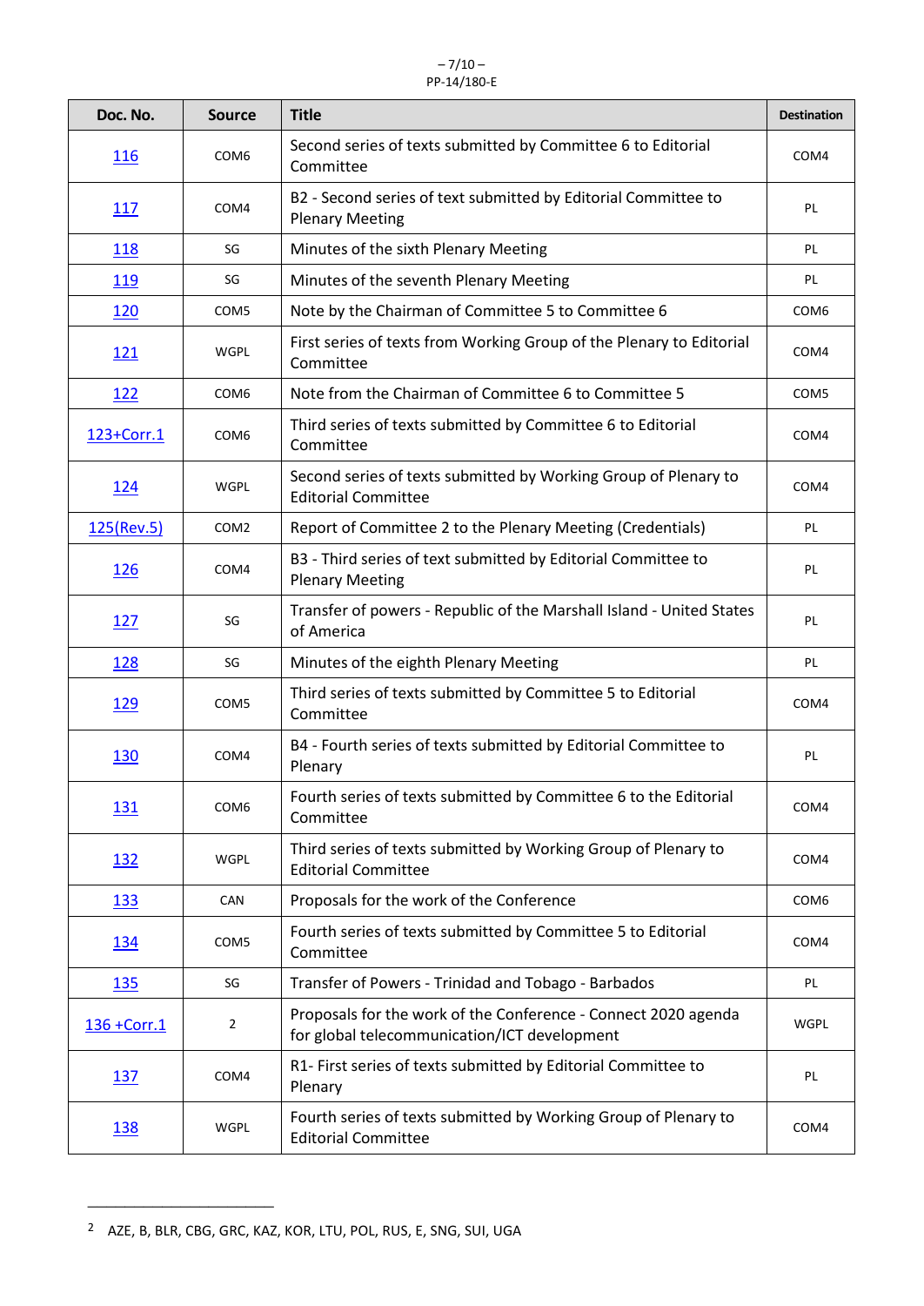| Doc. No. | Source | Title | Destination |
|---|---|---|---|
| 116 | COM6 | Second series of texts submitted by Committee 6 to Editorial Committee | COM4 |
| 117 | COM4 | B2 - Second series of text submitted by Editorial Committee to Plenary Meeting | PL |
| 118 | SG | Minutes of the sixth Plenary Meeting | PL |
| 119 | SG | Minutes of the seventh Plenary Meeting | PL |
| 120 | COM5 | Note by the Chairman of Committee 5 to Committee 6 | COM6 |
| 121 | WGPL | First series of texts from Working Group of the Plenary to Editorial Committee | COM4 |
| 122 | COM6 | Note from the Chairman of Committee 6 to Committee 5 | COM5 |
| 123+Corr.1 | COM6 | Third series of texts submitted by Committee 6 to Editorial Committee | COM4 |
| 124 | WGPL | Second series of texts submitted by Working Group of Plenary to Editorial Committee | COM4 |
| 125(Rev.5) | COM2 | Report of Committee 2 to the Plenary Meeting (Credentials) | PL |
| 126 | COM4 | B3 - Third series of text submitted by Editorial Committee to Plenary Meeting | PL |
| 127 | SG | Transfer of powers - Republic of the Marshall Island - United States of America | PL |
| 128 | SG | Minutes of the eighth Plenary Meeting | PL |
| 129 | COM5 | Third series of texts submitted by Committee 5 to Editorial Committee | COM4 |
| 130 | COM4 | B4 - Fourth series of texts submitted by Editorial Committee to Plenary | PL |
| 131 | COM6 | Fourth series of texts submitted by Committee 6 to the Editorial Committee | COM4 |
| 132 | WGPL | Third series of texts submitted by Working Group of Plenary to Editorial Committee | COM4 |
| 133 | CAN | Proposals for the work of the Conference | COM6 |
| 134 | COM5 | Fourth series of texts submitted by Committee 5 to Editorial Committee | COM4 |
| 135 | SG | Transfer of Powers - Trinidad and Tobago - Barbados | PL |
| 136 +Corr.1 | 2 | Proposals for the work of the Conference - Connect 2020 agenda for global telecommunication/ICT development | WGPL |
| 137 | COM4 | R1- First series of texts submitted by Editorial Committee to Plenary | PL |
| 138 | WGPL | Fourth series of texts submitted by Working Group of Plenary to Editorial Committee | COM4 |

[2] AZE, B, BLR, CBG, GRC, KAZ, KOR, LTU, POL, RUS, E, SNG, SUI, UGA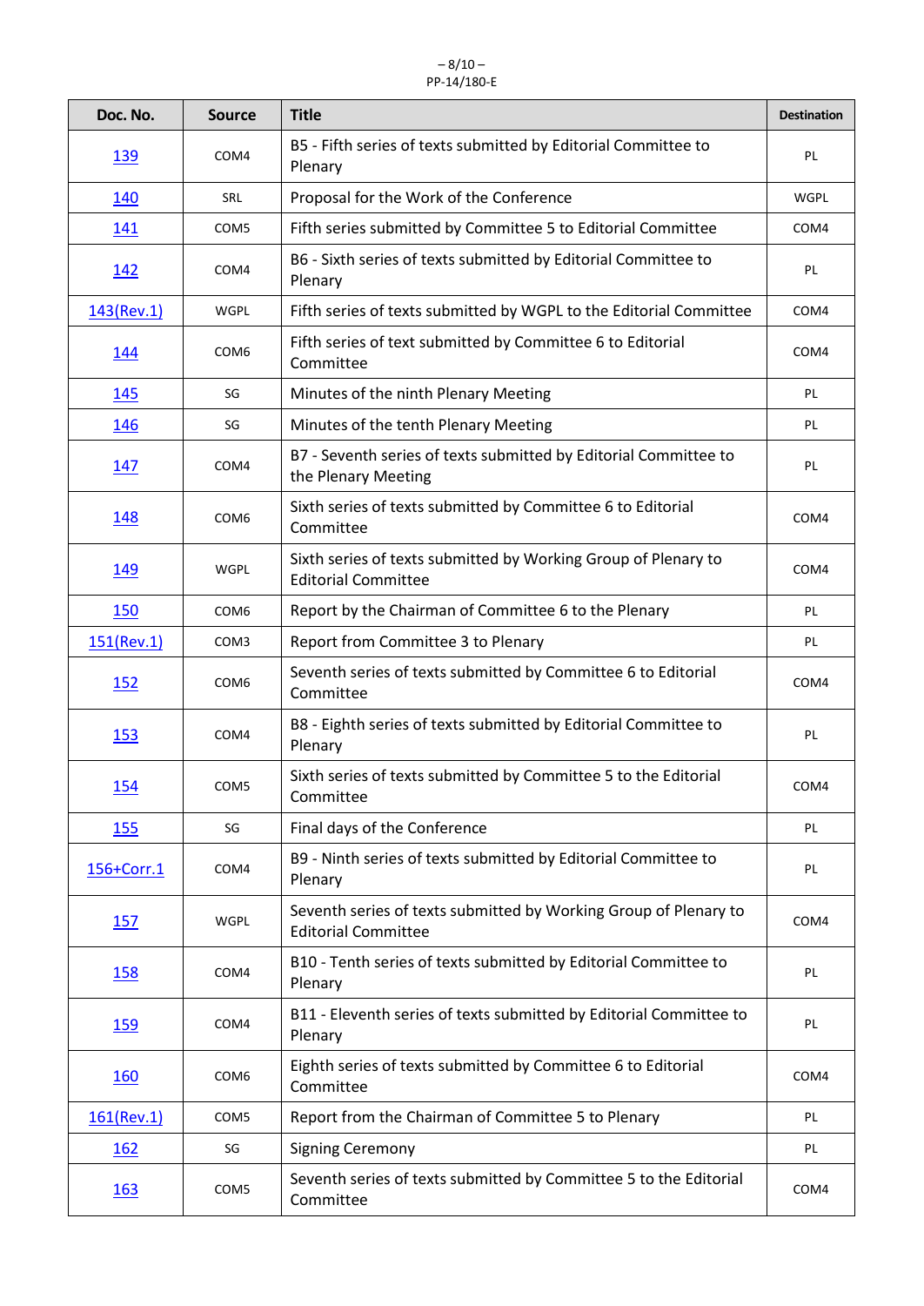| Doc. No. | Source | Title | Destination |
|---|---|---|---|
| 139 | COM4 | B5 - Fifth series of texts submitted by Editorial Committee to Plenary | PL |
| 140 | SRL | Proposal for the Work of the Conference | WGPL |
| 141 | COM5 | Fifth series submitted by Committee 5 to Editorial Committee | COM4 |
| 142 | COM4 | B6 - Sixth series of texts submitted by Editorial Committee to Plenary | PL |
| 143(Rev.1) | WGPL | Fifth series of texts submitted by WGPL to the Editorial Committee | COM4 |
| 144 | COM6 | Fifth series of text submitted by Committee 6 to Editorial Committee | COM4 |
| 145 | SG | Minutes of the ninth Plenary Meeting | PL |
| 146 | SG | Minutes of the tenth Plenary Meeting | PL |
| 147 | COM4 | B7 - Seventh series of texts submitted by Editorial Committee to the Plenary Meeting | PL |
| 148 | COM6 | Sixth series of texts submitted by Committee 6 to Editorial Committee | COM4 |
| 149 | WGPL | Sixth series of texts submitted by Working Group of Plenary to Editorial Committee | COM4 |
| 150 | COM6 | Report by the Chairman of Committee 6 to the Plenary | PL |
| 151(Rev.1) | COM3 | Report from Committee 3 to Plenary | PL |
| 152 | COM6 | Seventh series of texts submitted by Committee 6 to Editorial Committee | COM4 |
| 153 | COM4 | B8 - Eighth series of texts submitted by Editorial Committee to Plenary | PL |
| 154 | COM5 | Sixth series of texts submitted by Committee 5 to the Editorial Committee | COM4 |
| 155 | SG | Final days of the Conference | PL |
| 156+Corr.1 | COM4 | B9 - Ninth series of texts submitted by Editorial Committee to Plenary | PL |
| 157 | WGPL | Seventh series of texts submitted by Working Group of Plenary to Editorial Committee | COM4 |
| 158 | COM4 | B10 - Tenth series of texts submitted by Editorial Committee to Plenary | PL |
| 159 | COM4 | B11 - Eleventh series of texts submitted by Editorial Committee to Plenary | PL |
| 160 | COM6 | Eighth series of texts submitted by Committee 6 to Editorial Committee | COM4 |
| 161(Rev.1) | COM5 | Report from the Chairman of Committee 5 to Plenary | PL |
| 162 | SG | Signing Ceremony | PL |
| 163 | COM5 | Seventh series of texts submitted by Committee 5 to the Editorial Committee | COM4 |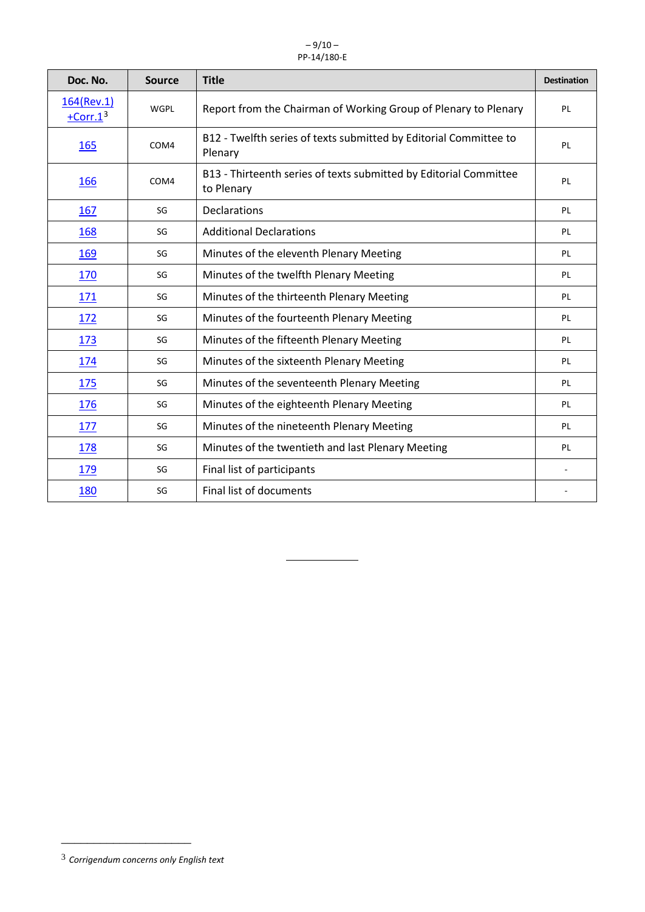| Doc. No. | Source | Title | Destination |
|---|---|---|---|
| 164(Rev.1) +Corr.1[3] | WGPL | Report from the Chairman of Working Group of Plenary to Plenary | PL |
| 165 | COM4 | B12 - Twelfth series of texts submitted by Editorial Committee to Plenary | PL |
| 166 | COM4 | B13 - Thirteenth series of texts submitted by Editorial Committee to Plenary | PL |
| 167 | SG | Declarations | PL |
| 168 | SG | Additional Declarations | PL |
| 169 | SG | Minutes of the eleventh Plenary Meeting | PL |
| 170 | SG | Minutes of the twelfth Plenary Meeting | PL |
| 171 | SG | Minutes of the thirteenth Plenary Meeting | PL |
| 172 | SG | Minutes of the fourteenth Plenary Meeting | PL |
| 173 | SG | Minutes of the fifteenth Plenary Meeting | PL |
| 174 | SG | Minutes of the sixteenth Plenary Meeting | PL |
| 175 | SG | Minutes of the seventeenth Plenary Meeting | PL |
| 176 | SG | Minutes of the eighteenth Plenary Meeting | PL |
| 177 | SG | Minutes of the nineteenth Plenary Meeting | PL |
| 178 | SG | Minutes of the twentieth and last Plenary Meeting | PL |
| 179 | SG | Final list of participants | - |
| 180 | SG | Final list of documents | - |

[3] *Corrigendum concerns only English text*